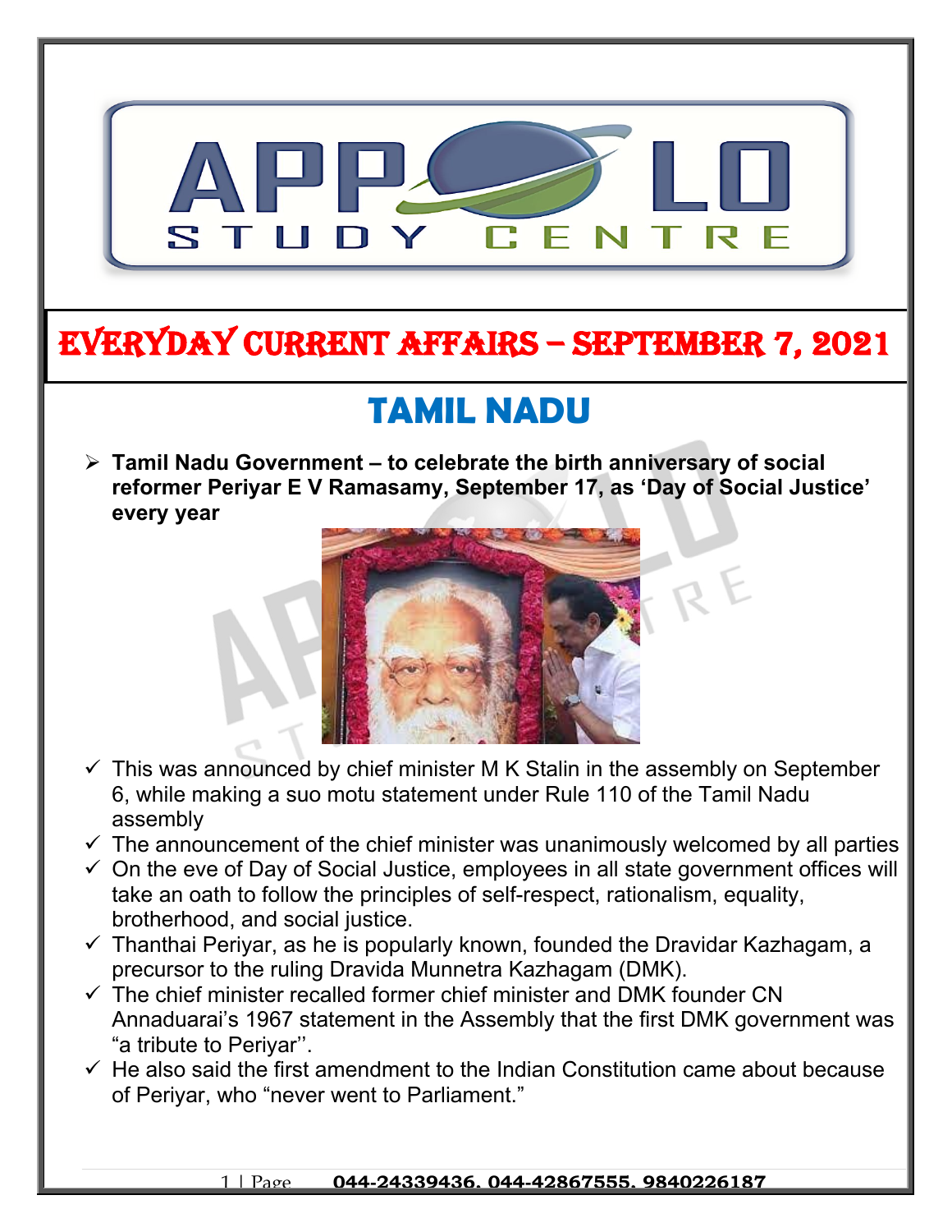# EVERYDAY CURRENT AFFAIRS – SEPTEMBER 7, 2021

## TAMIL NADU

- **Tamil Nadu Government – to celebrate the birth anniversary of social reformer Periyar E V Ramasamy, September 17, as 'Day of Social Justice' every year**

  - This was announced by chief minister M K Stalin in the assembly on September 6, while making a suo motu statement under Rule 110 of the Tamil Nadu assembly
  - The announcement of the chief minister was unanimously welcomed by all parties
  - On the eve of Day of Social Justice, employees in all state government offices will take an oath to follow the principles of self-respect, rationalism, equality, brotherhood, and social justice.
  - Thanthai Periyar, as he is popularly known, founded the Dravidar Kazhagam, a precursor to the ruling Dravida Munnetra Kazhagam (DMK).
  - The chief minister recalled former chief minister and DMK founder CN Annaduarai's 1967 statement in the Assembly that the first DMK government was "a tribute to Periyar''.
  - He also said the first amendment to the Indian Constitution came about because of Periyar, who "never went to Parliament."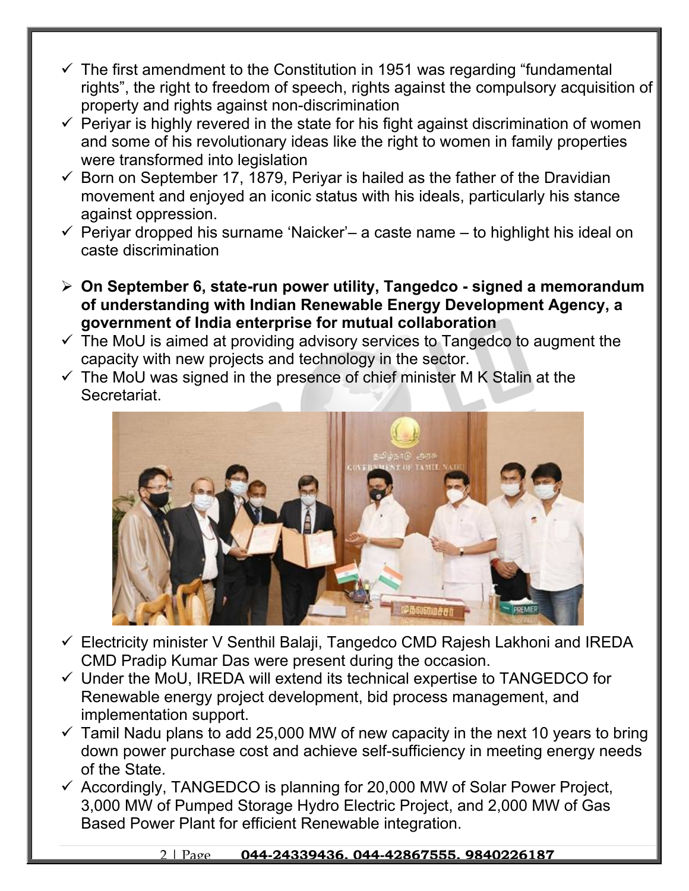- ✓ The first amendment to the Constitution in 1951 was regarding "fundamental rights", the right to freedom of speech, rights against the compulsory acquisition of property and rights against non-discrimination
- ✓ Periyar is highly revered in the state for his fight against discrimination of women and some of his revolutionary ideas like the right to women in family properties were transformed into legislation
- ✓ Born on September 17, 1879, Periyar is hailed as the father of the Dravidian movement and enjoyed an iconic status with his ideals, particularly his stance against oppression.
- ✓ Periyar dropped his surname 'Naicker'– a caste name – to highlight his ideal on caste discrimination

- **On September 6, state-run power utility, Tangedco - signed a memorandum of understanding with Indian Renewable Energy Development Agency, a government of India enterprise for mutual collaboration**

- ✓ The MoU is aimed at providing advisory services to Tangedco to augment the capacity with new projects and technology in the sector.
- ✓ The MoU was signed in the presence of chief minister M K Stalin at the Secretariat.
- ✓ Electricity minister V Senthil Balaji, Tangedco CMD Rajesh Lakhoni and IREDA CMD Pradip Kumar Das were present during the occasion.
- ✓ Under the MoU, IREDA will extend its technical expertise to TANGEDCO for Renewable energy project development, bid process management, and implementation support.
- ✓ Tamil Nadu plans to add 25,000 MW of new capacity in the next 10 years to bring down power purchase cost and achieve self-sufficiency in meeting energy needs of the State.
- ✓ Accordingly, TANGEDCO is planning for 20,000 MW of Solar Power Project, 3,000 MW of Pumped Storage Hydro Electric Project, and 2,000 MW of Gas Based Power Plant for efficient Renewable integration.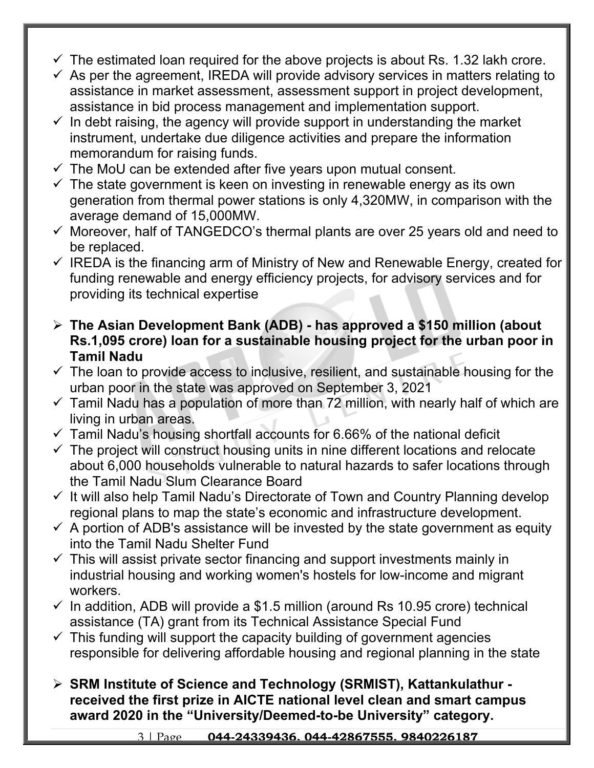- ✓ The estimated loan required for the above projects is about Rs. 1.32 lakh crore.
- ✓ As per the agreement, IREDA will provide advisory services in matters relating to assistance in market assessment, assessment support in project development, assistance in bid process management and implementation support.
- ✓ In debt raising, the agency will provide support in understanding the market instrument, undertake due diligence activities and prepare the information memorandum for raising funds.
- ✓ The MoU can be extended after five years upon mutual consent.
- ✓ The state government is keen on investing in renewable energy as its own generation from thermal power stations is only 4,320MW, in comparison with the average demand of 15,000MW.
- ✓ Moreover, half of TANGEDCO's thermal plants are over 25 years old and need to be replaced.
- ✓ IREDA is the financing arm of Ministry of New and Renewable Energy, created for funding renewable and energy efficiency projects, for advisory services and for providing its technical expertise

➢ **The Asian Development Bank (ADB) - has approved a $150 million (about Rs.1,095 crore) loan for a sustainable housing project for the urban poor in Tamil Nadu**

- ✓ The loan to provide access to inclusive, resilient, and sustainable housing for the urban poor in the state was approved on September 3, 2021
- ✓ Tamil Nadu has a population of more than 72 million, with nearly half of which are living in urban areas.
- ✓ Tamil Nadu's housing shortfall accounts for 6.66% of the national deficit
- ✓ The project will construct housing units in nine different locations and relocate about 6,000 households vulnerable to natural hazards to safer locations through the Tamil Nadu Slum Clearance Board
- ✓ It will also help Tamil Nadu's Directorate of Town and Country Planning develop regional plans to map the state's economic and infrastructure development.
- ✓ A portion of ADB's assistance will be invested by the state government as equity into the Tamil Nadu Shelter Fund
- ✓ This will assist private sector financing and support investments mainly in industrial housing and working women's hostels for low-income and migrant workers.
- ✓ In addition, ADB will provide a $1.5 million (around Rs 10.95 crore) technical assistance (TA) grant from its Technical Assistance Special Fund
- ✓ This funding will support the capacity building of government agencies responsible for delivering affordable housing and regional planning in the state

➢ **SRM Institute of Science and Technology (SRMIST), Kattankulathur - received the first prize in AICTE national level clean and smart campus award 2020 in the "University/Deemed-to-be University" category.**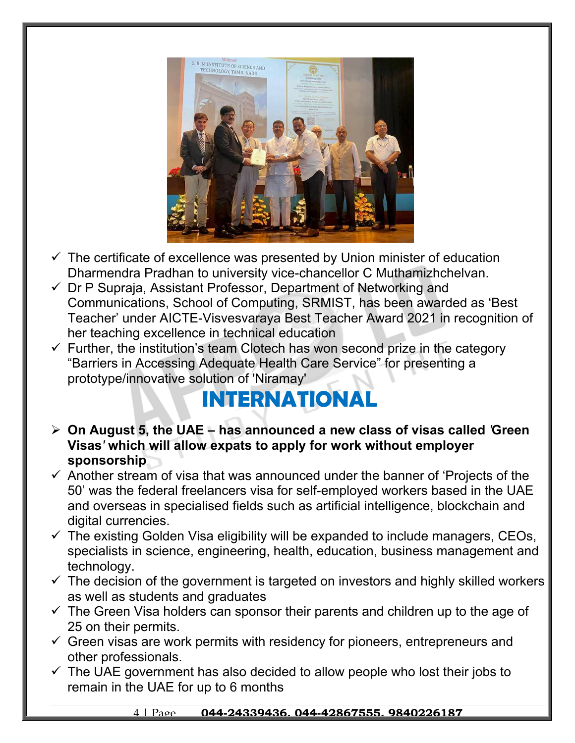- The certificate of excellence was presented by Union minister of education Dharmendra Pradhan to university vice-chancellor C Muthamizhchelvan.
- Dr P Supraja, Assistant Professor, Department of Networking and Communications, School of Computing, SRMIST, has been awarded as 'Best Teacher' under AICTE-Visvesvaraya Best Teacher Award 2021 in recognition of her teaching excellence in technical education
- Further, the institution's team Clotech has won second prize in the category "Barriers in Accessing Adequate Health Care Service" for presenting a prototype/innovative solution of 'Niramay'

# INTERNATIONAL

- **On August 5, the UAE – has announced a new class of visas called 'Green Visas' which will allow expats to apply for work without employer sponsorship**
  - Another stream of visa that was announced under the banner of 'Projects of the 50' was the federal freelancers visa for self-employed workers based in the UAE and overseas in specialised fields such as artificial intelligence, blockchain and digital currencies.
  - The existing Golden Visa eligibility will be expanded to include managers, CEOs, specialists in science, engineering, health, education, business management and technology.
  - The decision of the government is targeted on investors and highly skilled workers as well as students and graduates
  - The Green Visa holders can sponsor their parents and children up to the age of 25 on their permits.
  - Green visas are work permits with residency for pioneers, entrepreneurs and other professionals.
  - The UAE government has also decided to allow people who lost their jobs to remain in the UAE for up to 6 months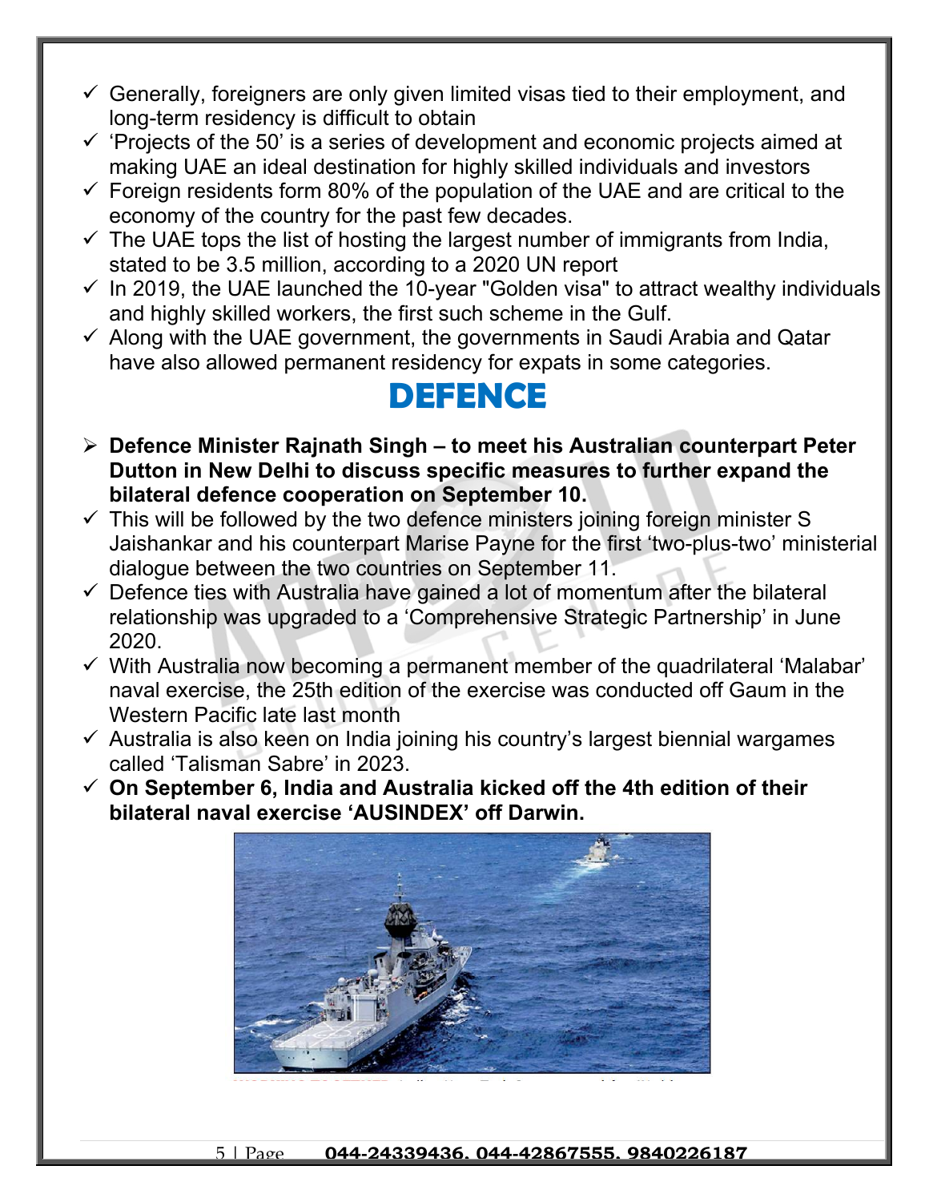- Generally, foreigners are only given limited visas tied to their employment, and long-term residency is difficult to obtain
- 'Projects of the 50' is a series of development and economic projects aimed at making UAE an ideal destination for highly skilled individuals and investors
- Foreign residents form 80% of the population of the UAE and are critical to the economy of the country for the past few decades.
- The UAE tops the list of hosting the largest number of immigrants from India, stated to be 3.5 million, according to a 2020 UN report
- In 2019, the UAE launched the 10-year "Golden visa" to attract wealthy individuals and highly skilled workers, the first such scheme in the Gulf.
- Along with the UAE government, the governments in Saudi Arabia and Qatar have also allowed permanent residency for expats in some categories.

# DEFENCE

- **Defence Minister Rajnath Singh – to meet his Australian counterpart Peter Dutton in New Delhi to discuss specific measures to further expand the bilateral defence cooperation on September 10.**
- This will be followed by the two defence ministers joining foreign minister S Jaishankar and his counterpart Marise Payne for the first 'two-plus-two' ministerial dialogue between the two countries on September 11.
- Defence ties with Australia have gained a lot of momentum after the bilateral relationship was upgraded to a 'Comprehensive Strategic Partnership' in June 2020.
- With Australia now becoming a permanent member of the quadrilateral 'Malabar' naval exercise, the 25th edition of the exercise was conducted off Gaum in the Western Pacific late last month
- Australia is also keen on India joining his country's largest biennial wargames called 'Talisman Sabre' in 2023.
- **On September 6, India and Australia kicked off the 4th edition of their bilateral naval exercise 'AUSINDEX' off Darwin.**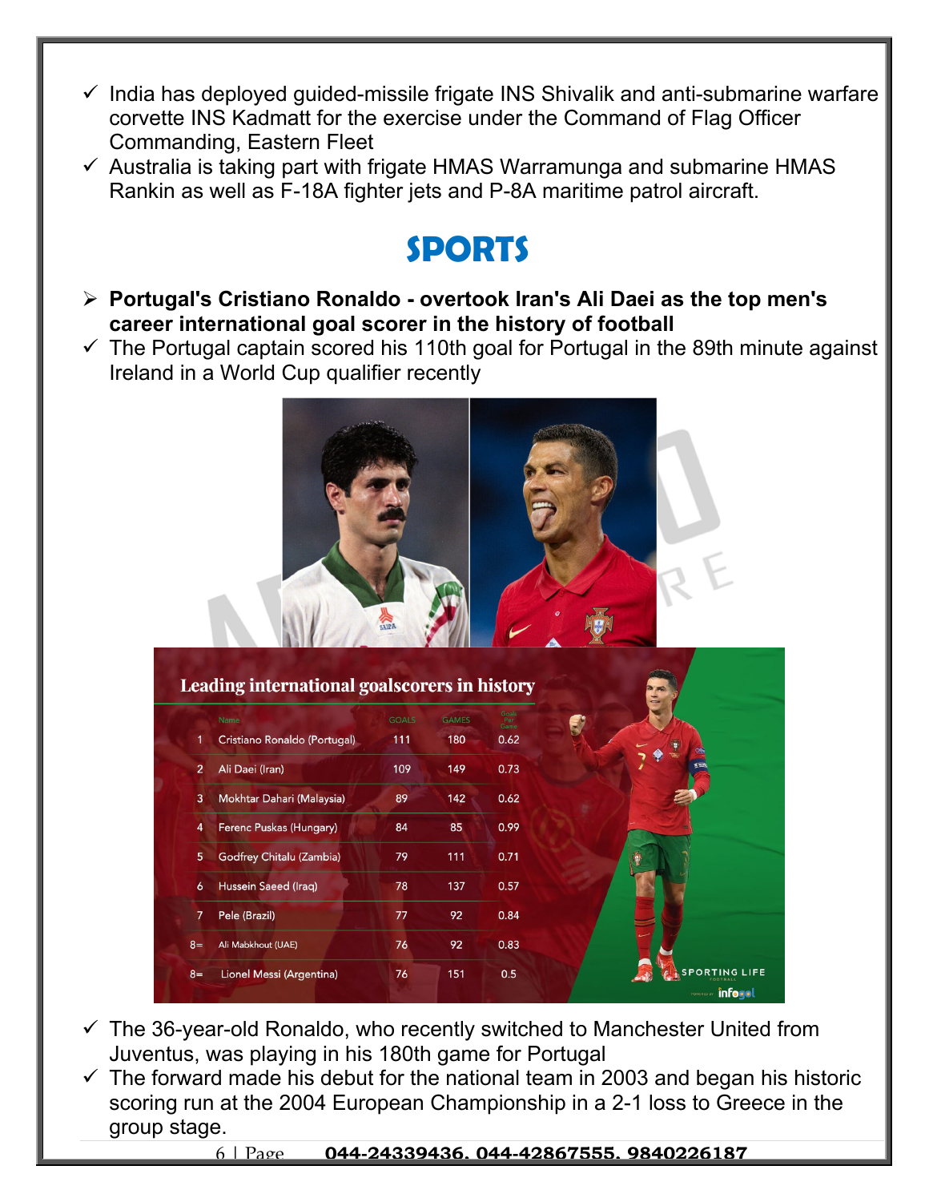- ✓ India has deployed guided-missile frigate INS Shivalik and anti-submarine warfare corvette INS Kadmatt for the exercise under the Command of Flag Officer Commanding, Eastern Fleet
- ✓ Australia is taking part with frigate HMAS Warramunga and submarine HMAS Rankin as well as F-18A fighter jets and P-8A maritime patrol aircraft.

# SPORTS

- **Portugal's Cristiano Ronaldo - overtook Iran's Ali Daei as the top men's career international goal scorer in the history of football**
- ✓ The Portugal captain scored his 110th goal for Portugal in the 89th minute against Ireland in a World Cup qualifier recently

**Leading international goalscorers in history**

| | Name | GOALS | GAMES | Goals Per Game |
|---|---|---|---|---|
| 1 | Cristiano Ronaldo (Portugal) | 111 | 180 | 0.62 |
| 2 | Ali Daei (Iran) | 109 | 149 | 0.73 |
| 3 | Mokhtar Dahari (Malaysia) | 89 | 142 | 0.62 |
| 4 | Ferenc Puskas (Hungary) | 84 | 85 | 0.99 |
| 5 | Godfrey Chitalu (Zambia) | 79 | 111 | 0.71 |
| 6 | Hussein Saeed (Iraq) | 78 | 137 | 0.57 |
| 7 | Pele (Brazil) | 77 | 92 | 0.84 |
| 8= | Ali Mabkhout (UAE) | 76 | 92 | 0.83 |
| 8= | Lionel Messi (Argentina) | 76 | 151 | 0.5 |

- ✓ The 36-year-old Ronaldo, who recently switched to Manchester United from Juventus, was playing in his 180th game for Portugal
- ✓ The forward made his debut for the national team in 2003 and began his historic scoring run at the 2004 European Championship in a 2-1 loss to Greece in the group stage.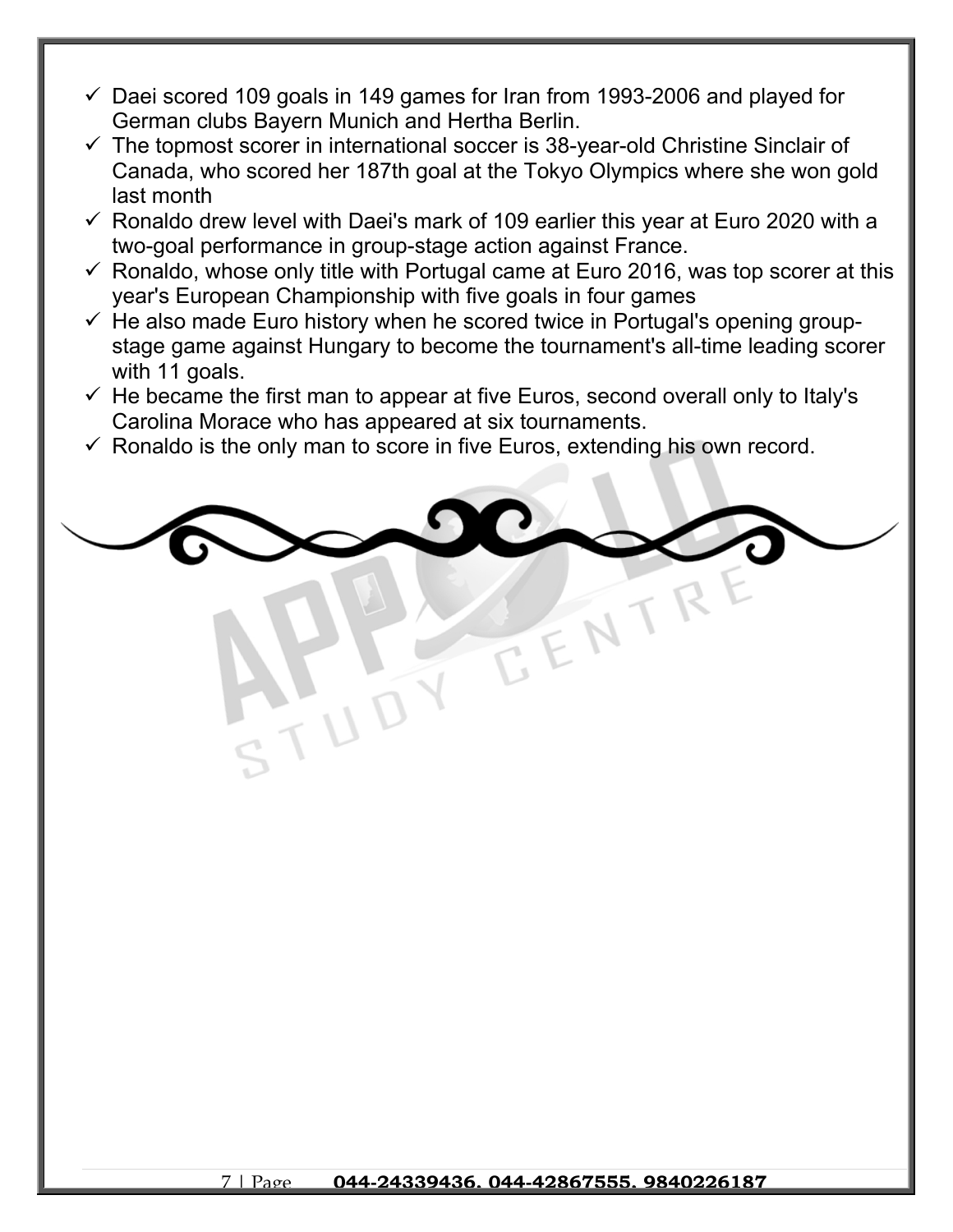- ✓ Daei scored 109 goals in 149 games for Iran from 1993-2006 and played for German clubs Bayern Munich and Hertha Berlin.
- ✓ The topmost scorer in international soccer is 38-year-old Christine Sinclair of Canada, who scored her 187th goal at the Tokyo Olympics where she won gold last month
- ✓ Ronaldo drew level with Daei's mark of 109 earlier this year at Euro 2020 with a two-goal performance in group-stage action against France.
- ✓ Ronaldo, whose only title with Portugal came at Euro 2016, was top scorer at this year's European Championship with five goals in four games
- ✓ He also made Euro history when he scored twice in Portugal's opening group-stage game against Hungary to become the tournament's all-time leading scorer with 11 goals.
- ✓ He became the first man to appear at five Euros, second overall only to Italy's Carolina Morace who has appeared at six tournaments.
- ✓ Ronaldo is the only man to score in five Euros, extending his own record.